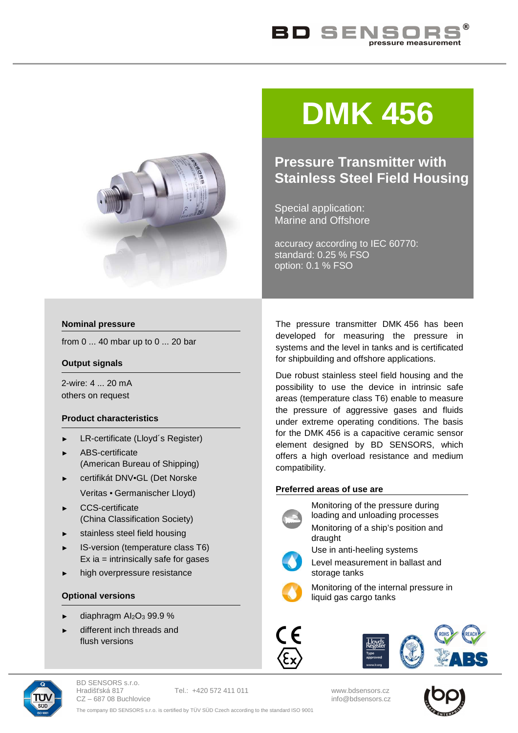# DMK 456

## Pressure Transmitter with Stainless Steel Field Housing

Special application:
Marine and Offshore

accuracy according to IEC 60770:
standard: 0.25 % FSO
option: 0.1 % FSO

### Nominal pressure

from 0 ... 40 mbar up to 0 ... 20 bar

### Output signals

2-wire: 4 ... 20 mA
others on request

### Product characteristics

- LR-certificate (Lloyd´s Register)
- ABS-certificate (American Bureau of Shipping)
- certifikát DNV▪GL (Det Norske Veritas ▪ Germanischer Lloyd)
- CCS-certificate (China Classification Society)
- stainless steel field housing
- IS-version (temperature class T6) Ex ia = intrinsically safe for gases
- high overpressure resistance

### Optional versions

- diaphragm $Al_2O_3$ 99.9 %
- different inch threads and flush versions

The pressure transmitter DMK 456 has been developed for measuring the pressure in systems and the level in tanks and is certificated for shipbuilding and offshore applications.

Due robust stainless steel field housing and the possibility to use the device in intrinsic safe areas (temperature class T6) enable to measure the pressure of aggressive gases and fluids under extreme operating conditions. The basis for the DMK 456 is a capacitive ceramic sensor element designed by BD SENSORS, which offers a high overload resistance and medium compatibility.

### Preferred areas of use are

- Monitoring of the pressure during loading and unloading processes
- Monitoring of a ship's position and draught
- Use in anti-heeling systems
- Level measurement in ballast and storage tanks
- Monitoring of the internal pressure in liquid gas cargo tanks

BD SENSORS s.r.o.
Hradišťská 817
CZ – 687 08 Buchlovice

Tel.: +420 572 411 011

www.bdsensors.cz
info@bdsensors.cz

The company BD SENSORS s.r.o. is certified by TÜV SÜD Czech according to the standard ISO 9001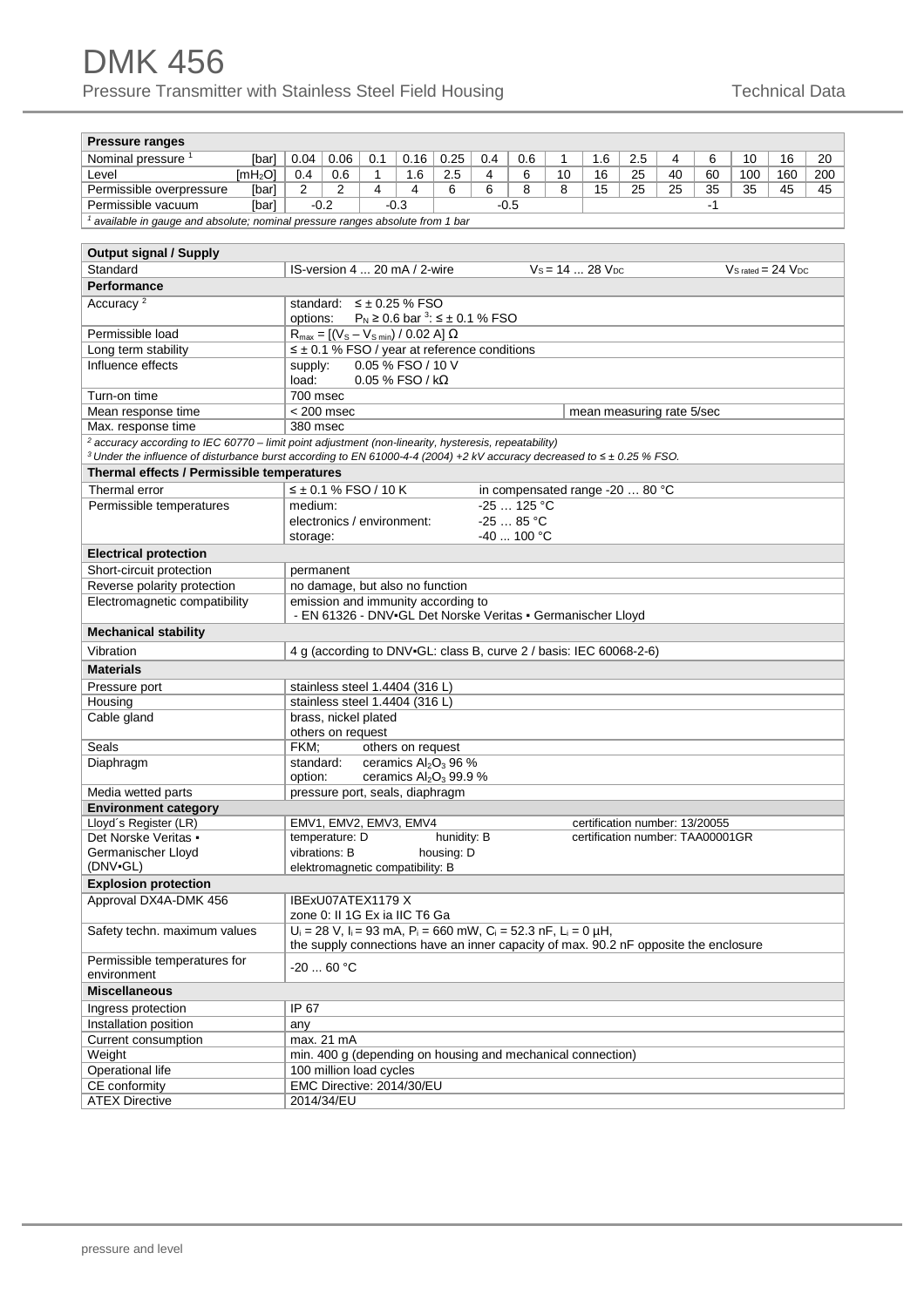# DMK 456

Pressure Transmitter with Stainless Steel Field Housing

Technical Data

| Pressure ranges | | | | | | | | | | | | | | | | |
|---|---|---|---|---|---|---|---|---|---|---|---|---|---|---|---|---|
| Nominal pressure [1] [bar] | 0.04 | 0.06 | 0.1 | 0.16 | 0.25 | 0.4 | 0.6 | 1 | 1.6 | 2.5 | 4 | 6 | 10 | 16 | 20 |
| Level [$mH_2O$] | 0.4 | 0.6 | 1 | 1.6 | 2.5 | 4 | 6 | 10 | 16 | 25 | 40 | 60 | 100 | 160 | 200 |
| Permissible overpressure [bar] | 2 | 2 | 4 | 4 | 6 | 6 | 8 | 8 | 15 | 25 | 25 | 35 | 35 | 45 | 45 |
| Permissible vacuum [bar] | -0.2 | | -0.3 | | -0.5 | | | | -1 | | | | | | |

[1] available in gauge and absolute; nominal pressure ranges absolute from 1 bar

| Output signal / Supply | |
|---|---|
| Standard | IS-version 4 ... 20 mA / 2-wire $V_S$ = 14 ... 28 $V_{DC}$ $V_{S\ rated}$ = 24 $V_{DC}$ |
| **Performance** | |
| Accuracy [2] | standard: ≤ ± 0.25 % FSO<br>options: $P_N$ ≥ 0.6 bar [3]: ≤ ± 0.1 % FSO |
| Permissible load | $R_{max} = [(V_S - V_{S\ min}) / 0.02\ A]\ \Omega$ |
| Long term stability | ≤ ± 0.1 % FSO / year at reference conditions |
| Influence effects | supply: 0.05 % FSO / 10 V<br>load: 0.05 % FSO / kΩ |
| Turn-on time | 700 msec |
| Mean response time | < 200 msec — mean measuring rate 5/sec |
| Max. response time | 380 msec |

[2] accuracy according to IEC 60770 – limit point adjustment (non-linearity, hysteresis, repeatability)
[3] Under the influence of disturbance burst according to EN 61000-4-4 (2004) +2 kV accuracy decreased to ≤ ± 0.25 % FSO.

| Thermal effects / Permissible temperatures | |
|---|---|
| Thermal error | ≤ ± 0.1 % FSO / 10 K in compensated range -20 … 80 °C |
| Permissible temperatures | medium: -25 … 125 °C<br>electronics / environment: -25 … 85 °C<br>storage: -40 ... 100 °C |
| **Electrical protection** | |
| Short-circuit protection | permanent |
| Reverse polarity protection | no damage, but also no function |
| Electromagnetic compatibility | emission and immunity according to<br>- EN 61326 - DNV•GL Det Norske Veritas ▪ Germanischer Lloyd |
| **Mechanical stability** | |
| Vibration | 4 g (according to DNV•GL: class B, curve 2 / basis: IEC 60068-2-6) |
| **Materials** | |
| Pressure port | stainless steel 1.4404 (316 L) |
| Housing | stainless steel 1.4404 (316 L) |
| Cable gland | brass, nickel plated<br>others on request |
| Seals | FKM; others on request |
| Diaphragm | standard: ceramics $Al_2O_3$ 96 %<br>option: ceramics $Al_2O_3$ 99.9 % |
| Media wetted parts | pressure port, seals, diaphragm |
| **Environment category** | |
| Lloyd´s Register (LR) | EMV1, EMV2, EMV3, EMV4 — certification number: 13/20055 |
| Det Norske Veritas ▪ Germanischer Lloyd (DNV•GL) | temperature: D hunidity: B — certification number: TAA00001GR<br>vibrations: B housing: D<br>elektromagnetic compatibility: B |
| **Explosion protection** | |
| Approval DX4A-DMK 456 | IBExU07ATEX1179 X<br>zone 0: II 1G Ex ia IIC T6 Ga |
| Safety techn. maximum values | $U_i$ = 28 V, $I_i$ = 93 mA, $P_i$ = 660 mW, $C_i$ = 52.3 nF, $L_i$ = 0 µH,<br>the supply connections have an inner capacity of max. 90.2 nF opposite the enclosure |
| Permissible temperatures for environment | -20 ... 60 °C |
| **Miscellaneous** | |
| Ingress protection | IP 67 |
| Installation position | any |
| Current consumption | max. 21 mA |
| Weight | min. 400 g (depending on housing and mechanical connection) |
| Operational life | 100 million load cycles |
| CE conformity | EMC Directive: 2014/30/EU |
| ATEX Directive | 2014/34/EU |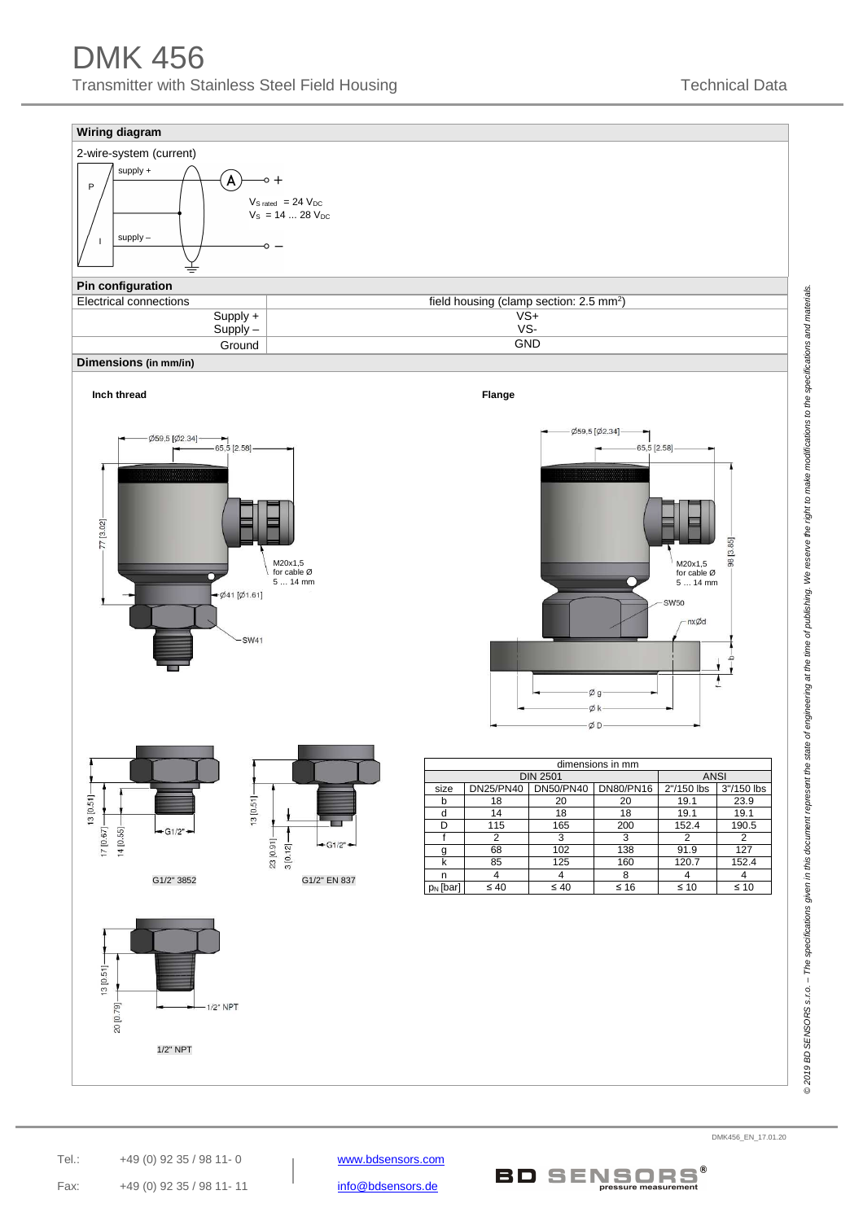## Wiring diagram

2-wire-system (current)

supply +

supply –

$V_{S\ rated}$ = 24 $V_{DC}$
$V_S$ = 14 ... 28 $V_{DC}$

## Pin configuration

| Electrical connections | field housing (clamp section: 2.5 mm²) |
|---|---|
| Supply + | VS+ |
| Supply – | VS- |
| Ground | GND |

## Dimensions (in mm/in)

**Inch thread**

Ø59,5 [Ø2.34]
65,5 [2.58]
77 [3.02]
M20x1,5 for cable Ø 5 ... 14 mm
Ø41 [Ø1.61]
SW41

**Flange**

Ø59,5 [Ø2.34]
65,5 [2.58]
98 [3.85]
M20x1,5 for cable Ø 5 ... 14 mm
SW50
nxØd
b
f
Ø g
Ø k
Ø D

G1/2" 3852: 13 [0.51], 17 [0.67], 14 [0.55], G1/2"

G1/2" EN 837: 13 [0.51], 23 [0.91], 3 [0.12], G1/2"

1/2" NPT: 13 [0.51], 20 [0.79], 1/2" NPT

| dimensions in mm | | | | | |
|---|---|---|---|---|---|
| | DIN 2501 | | | ANSI | |
| size | DN25/PN40 | DN50/PN40 | DN80/PN16 | 2"/150 lbs | 3"/150 lbs |
| b | 18 | 20 | 20 | 19.1 | 23.9 |
| d | 14 | 18 | 18 | 19.1 | 19.1 |
| D | 115 | 165 | 200 | 152.4 | 190.5 |
| f | 2 | 3 | 3 | 2 | 2 |
| g | 68 | 102 | 138 | 91.9 | 127 |
| k | 85 | 125 | 160 | 120.7 | 152.4 |
| n | 4 | 4 | 8 | 4 | 4 |
| $p_N$ [bar] | ≤ 40 | ≤ 40 | ≤ 16 | ≤ 10 | ≤ 10 |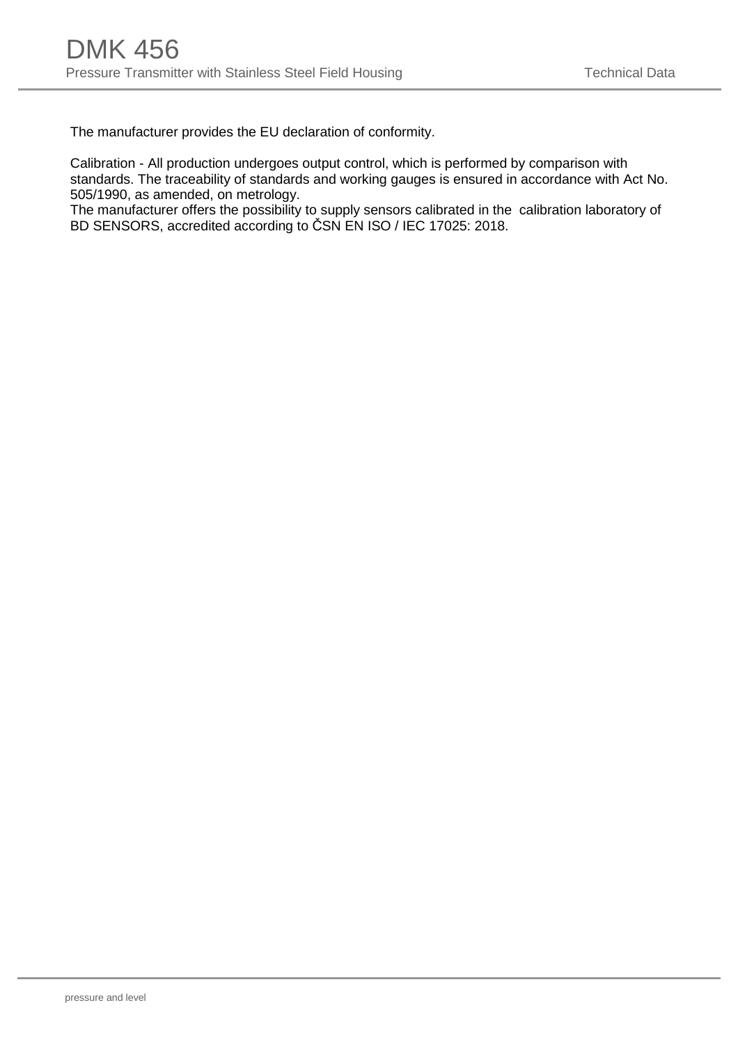The manufacturer provides the EU declaration of conformity.

Calibration - All production undergoes output control, which is performed by comparison with standards. The traceability of standards and working gauges is ensured in accordance with Act No. 505/1990, as amended, on metrology.
The manufacturer offers the possibility to supply sensors calibrated in the calibration laboratory of BD SENSORS, accredited according to ČSN EN ISO / IEC 17025: 2018.